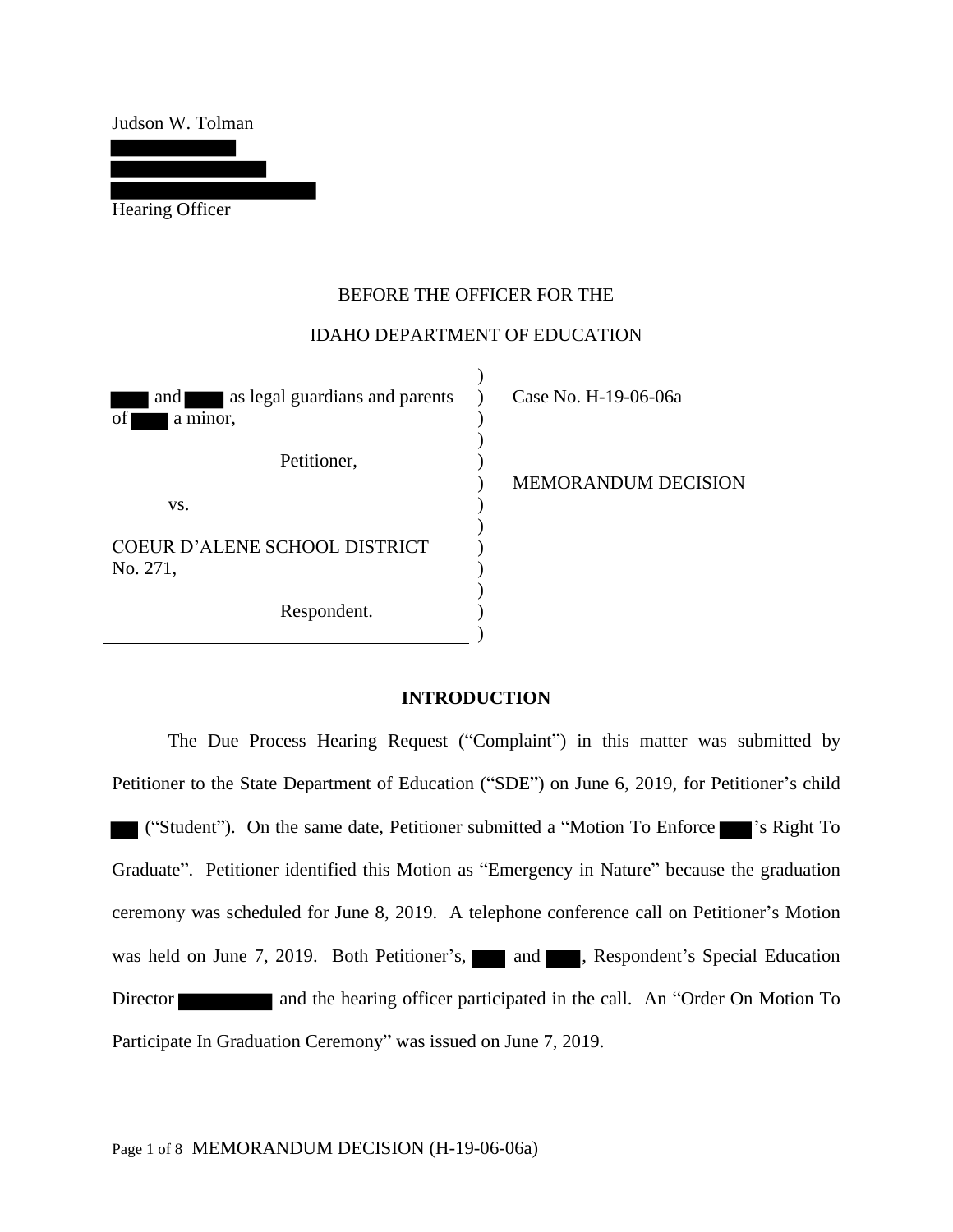Judson W. Tolman

Hearing Officer

BEFORE THE OFFICER FOR THE

IDAHO DEPARTMENT OF EDUCATION

and as legal guardians and parents of a minor,

Petitioner,

vs.

COEUR D'ALENE SCHOOL DISTRICT No. 271,

Respondent.

Case No. H-19-06-06a

MEMORANDUM DECISION

**INTRODUCTION**

The Due Process Hearing Request ("Complaint") in this matter was submitted by Petitioner to the State Department of Education ("SDE") on June 6, 2019, for Petitioner's child ("Student"). On the same date, Petitioner submitted a "Motion To Enforce 's Right To Graduate". Petitioner identified this Motion as "Emergency in Nature" because the graduation ceremony was scheduled for June 8, 2019. A telephone conference call on Petitioner's Motion was held on June 7, 2019. Both Petitioner's, and , Respondent's Special Education Director and the hearing officer participated in the call. An "Order On Motion To Participate In Graduation Ceremony" was issued on June 7, 2019.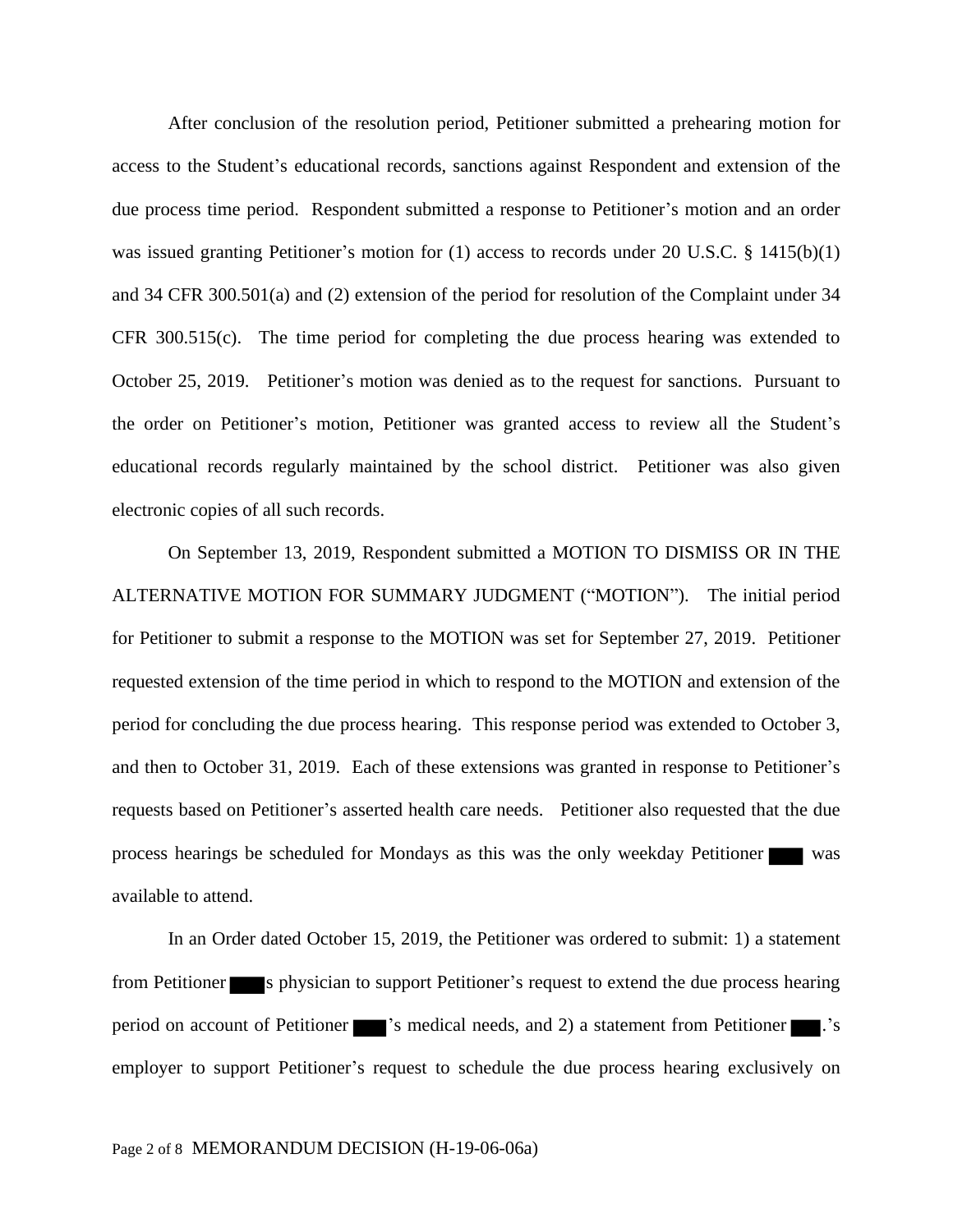After conclusion of the resolution period, Petitioner submitted a prehearing motion for access to the Student's educational records, sanctions against Respondent and extension of the due process time period. Respondent submitted a response to Petitioner's motion and an order was issued granting Petitioner's motion for (1) access to records under 20 U.S.C. § 1415(b)(1) and 34 CFR 300.501(a) and (2) extension of the period for resolution of the Complaint under 34 CFR 300.515(c). The time period for completing the due process hearing was extended to October 25, 2019. Petitioner's motion was denied as to the request for sanctions. Pursuant to the order on Petitioner's motion, Petitioner was granted access to review all the Student's educational records regularly maintained by the school district. Petitioner was also given electronic copies of all such records.

On September 13, 2019, Respondent submitted a MOTION TO DISMISS OR IN THE ALTERNATIVE MOTION FOR SUMMARY JUDGMENT ("MOTION"). The initial period for Petitioner to submit a response to the MOTION was set for September 27, 2019. Petitioner requested extension of the time period in which to respond to the MOTION and extension of the period for concluding the due process hearing. This response period was extended to October 3, and then to October 31, 2019. Each of these extensions was granted in response to Petitioner's requests based on Petitioner's asserted health care needs. Petitioner also requested that the due process hearings be scheduled for Mondays as this was the only weekday Petitioner ███ was available to attend.

In an Order dated October 15, 2019, the Petitioner was ordered to submit: 1) a statement from Petitioner ███s physician to support Petitioner's request to extend the due process hearing period on account of Petitioner ███'s medical needs, and 2) a statement from Petitioner ███.'s employer to support Petitioner's request to schedule the due process hearing exclusively on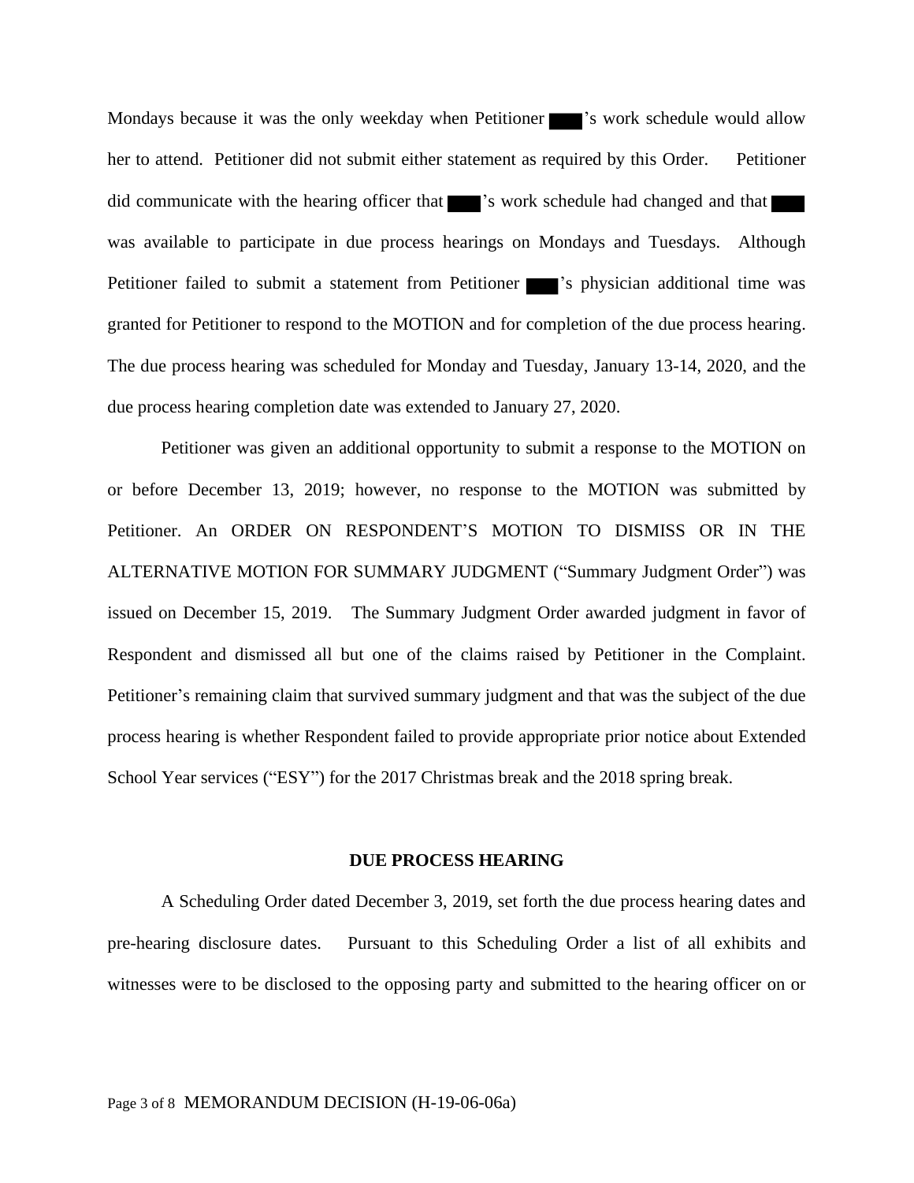Mondays because it was the only weekday when Petitioner ███'s work schedule would allow her to attend. Petitioner did not submit either statement as required by this Order. Petitioner did communicate with the hearing officer that ███'s work schedule had changed and that ███ was available to participate in due process hearings on Mondays and Tuesdays. Although Petitioner failed to submit a statement from Petitioner ███'s physician additional time was granted for Petitioner to respond to the MOTION and for completion of the due process hearing. The due process hearing was scheduled for Monday and Tuesday, January 13-14, 2020, and the due process hearing completion date was extended to January 27, 2020.

Petitioner was given an additional opportunity to submit a response to the MOTION on or before December 13, 2019; however, no response to the MOTION was submitted by Petitioner. An ORDER ON RESPONDENT'S MOTION TO DISMISS OR IN THE ALTERNATIVE MOTION FOR SUMMARY JUDGMENT ("Summary Judgment Order") was issued on December 15, 2019. The Summary Judgment Order awarded judgment in favor of Respondent and dismissed all but one of the claims raised by Petitioner in the Complaint. Petitioner's remaining claim that survived summary judgment and that was the subject of the due process hearing is whether Respondent failed to provide appropriate prior notice about Extended School Year services ("ESY") for the 2017 Christmas break and the 2018 spring break.

## DUE PROCESS HEARING

A Scheduling Order dated December 3, 2019, set forth the due process hearing dates and pre-hearing disclosure dates. Pursuant to this Scheduling Order a list of all exhibits and witnesses were to be disclosed to the opposing party and submitted to the hearing officer on or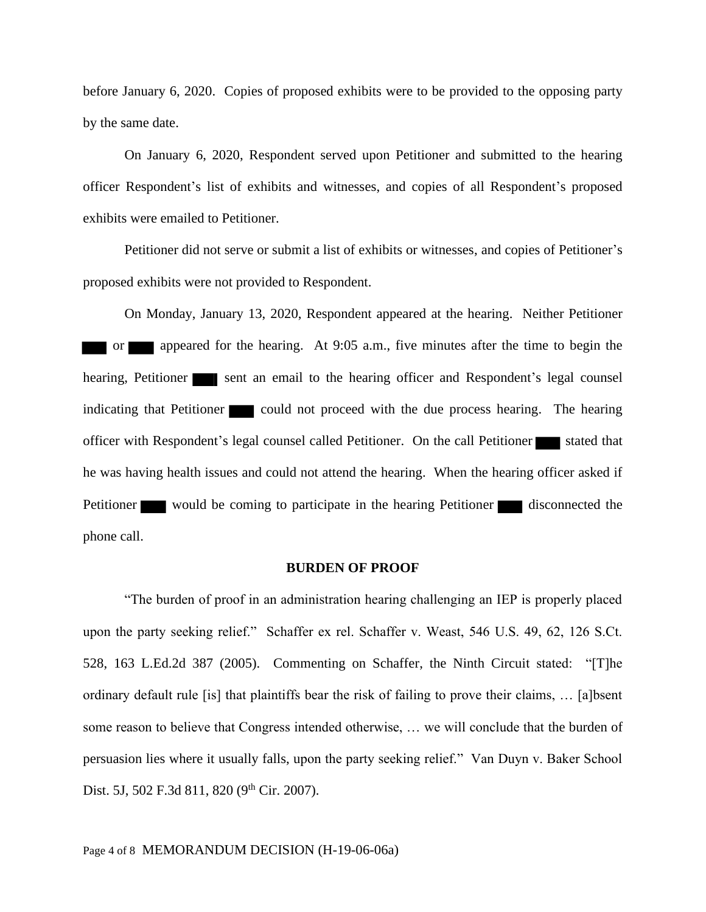before January 6, 2020. Copies of proposed exhibits were to be provided to the opposing party by the same date.

On January 6, 2020, Respondent served upon Petitioner and submitted to the hearing officer Respondent's list of exhibits and witnesses, and copies of all Respondent's proposed exhibits were emailed to Petitioner.

Petitioner did not serve or submit a list of exhibits or witnesses, and copies of Petitioner's proposed exhibits were not provided to Respondent.

On Monday, January 13, 2020, Respondent appeared at the hearing. Neither Petitioner ███ or ███ appeared for the hearing. At 9:05 a.m., five minutes after the time to begin the hearing, Petitioner ███ sent an email to the hearing officer and Respondent's legal counsel indicating that Petitioner ███ could not proceed with the due process hearing. The hearing officer with Respondent's legal counsel called Petitioner. On the call Petitioner ███ stated that he was having health issues and could not attend the hearing. When the hearing officer asked if Petitioner ███ would be coming to participate in the hearing Petitioner ███ disconnected the phone call.

## BURDEN OF PROOF

"The burden of proof in an administration hearing challenging an IEP is properly placed upon the party seeking relief." Schaffer ex rel. Schaffer v. Weast, 546 U.S. 49, 62, 126 S.Ct. 528, 163 L.Ed.2d 387 (2005). Commenting on Schaffer, the Ninth Circuit stated: "[T]he ordinary default rule [is] that plaintiffs bear the risk of failing to prove their claims, … [a]bsent some reason to believe that Congress intended otherwise, … we will conclude that the burden of persuasion lies where it usually falls, upon the party seeking relief." Van Duyn v. Baker School Dist. 5J, 502 F.3d 811, 820 (9th Cir. 2007).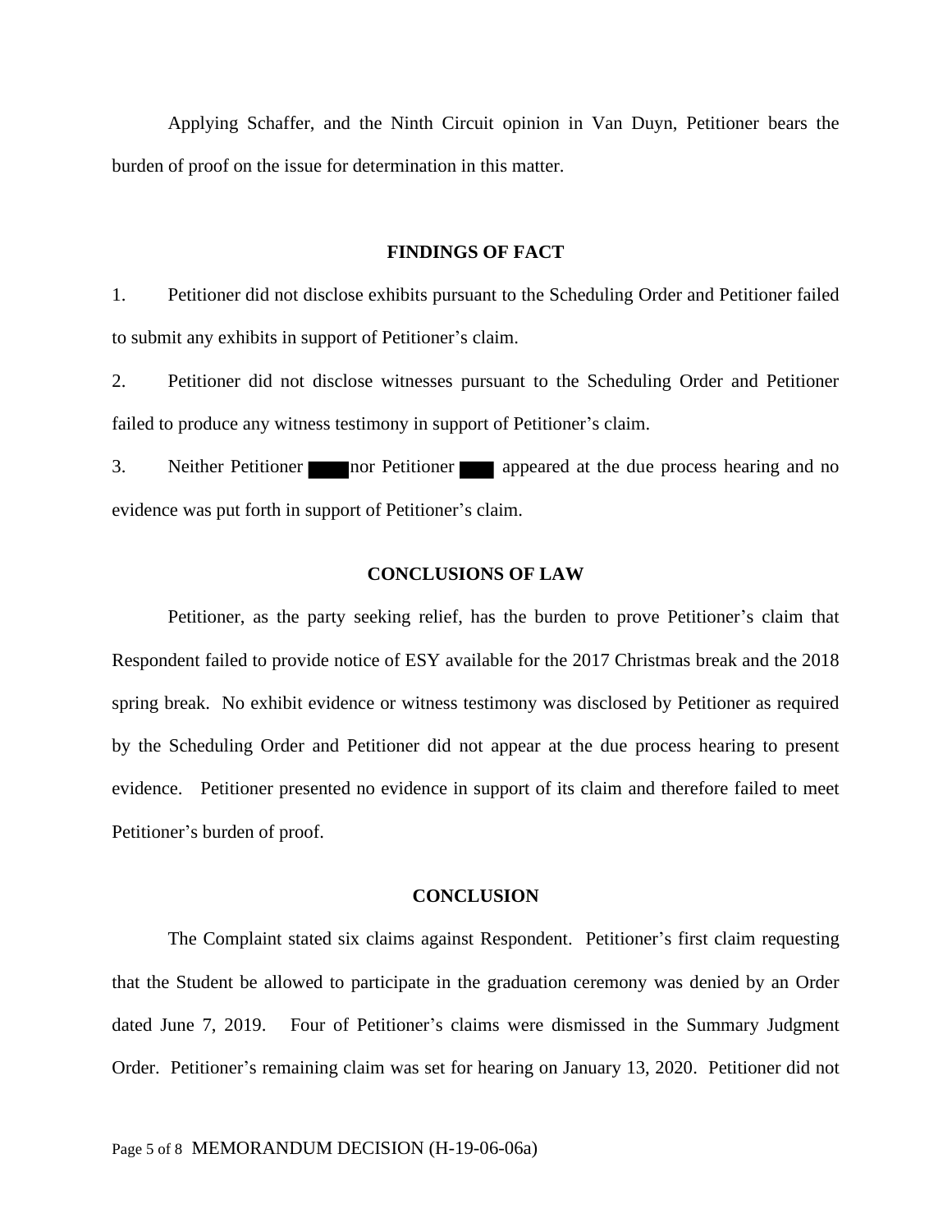Applying Schaffer, and the Ninth Circuit opinion in Van Duyn, Petitioner bears the burden of proof on the issue for determination in this matter.

## FINDINGS OF FACT

1. Petitioner did not disclose exhibits pursuant to the Scheduling Order and Petitioner failed to submit any exhibits in support of Petitioner's claim.

2. Petitioner did not disclose witnesses pursuant to the Scheduling Order and Petitioner failed to produce any witness testimony in support of Petitioner's claim.

3. Neither Petitioner ███ nor Petitioner ███ appeared at the due process hearing and no evidence was put forth in support of Petitioner's claim.

## CONCLUSIONS OF LAW

Petitioner, as the party seeking relief, has the burden to prove Petitioner's claim that Respondent failed to provide notice of ESY available for the 2017 Christmas break and the 2018 spring break. No exhibit evidence or witness testimony was disclosed by Petitioner as required by the Scheduling Order and Petitioner did not appear at the due process hearing to present evidence. Petitioner presented no evidence in support of its claim and therefore failed to meet Petitioner's burden of proof.

## CONCLUSION

The Complaint stated six claims against Respondent. Petitioner's first claim requesting that the Student be allowed to participate in the graduation ceremony was denied by an Order dated June 7, 2019. Four of Petitioner's claims were dismissed in the Summary Judgment Order. Petitioner's remaining claim was set for hearing on January 13, 2020. Petitioner did not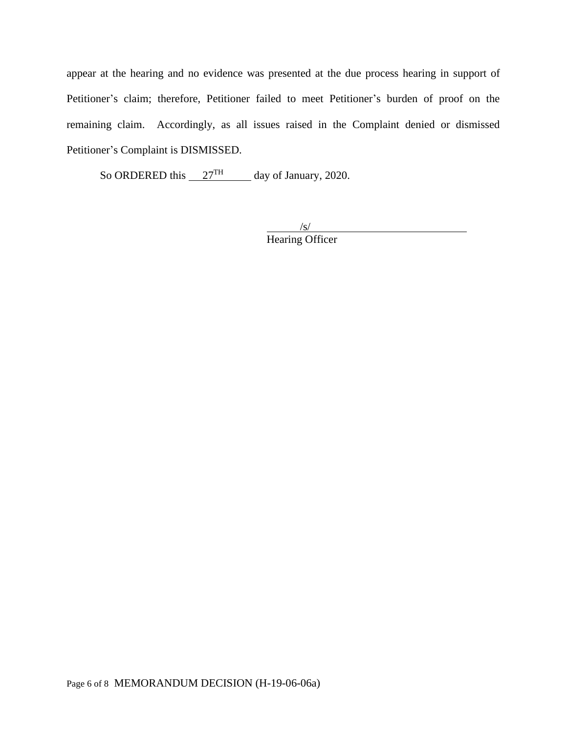appear at the hearing and no evidence was presented at the due process hearing in support of Petitioner's claim; therefore, Petitioner failed to meet Petitioner's burden of proof on the remaining claim. Accordingly, as all issues raised in the Complaint denied or dismissed Petitioner's Complaint is DISMISSED.

So ORDERED this 27TH day of January, 2020.

/s/
Hearing Officer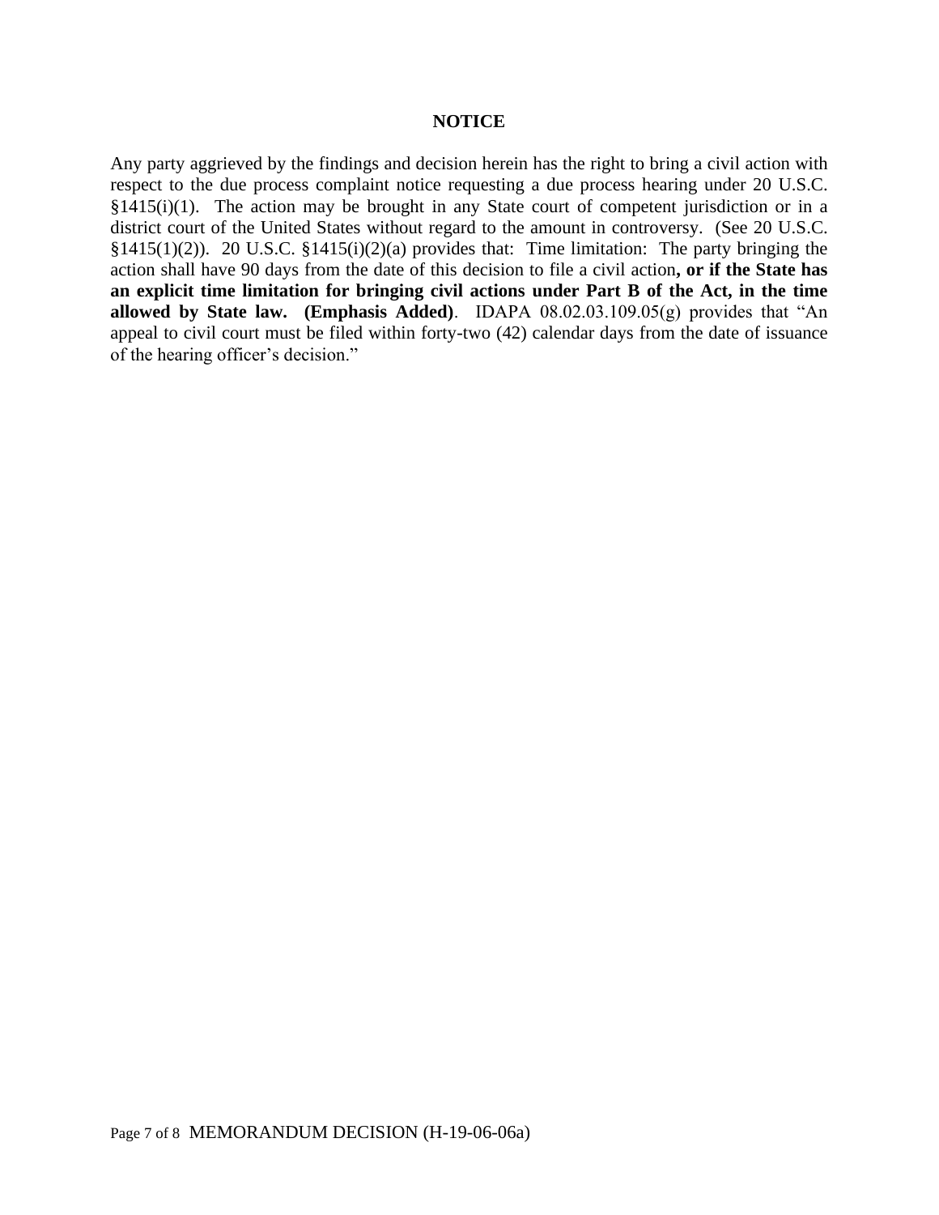## NOTICE

Any party aggrieved by the findings and decision herein has the right to bring a civil action with respect to the due process complaint notice requesting a due process hearing under 20 U.S.C. §1415(i)(1). The action may be brought in any State court of competent jurisdiction or in a district court of the United States without regard to the amount in controversy. (See 20 U.S.C. §1415(1)(2)). 20 U.S.C. §1415(i)(2)(a) provides that: Time limitation: The party bringing the action shall have 90 days from the date of this decision to file a civil action**, or if the State has an explicit time limitation for bringing civil actions under Part B of the Act, in the time allowed by State law. (Emphasis Added)**. IDAPA 08.02.03.109.05(g) provides that "An appeal to civil court must be filed within forty-two (42) calendar days from the date of issuance of the hearing officer's decision."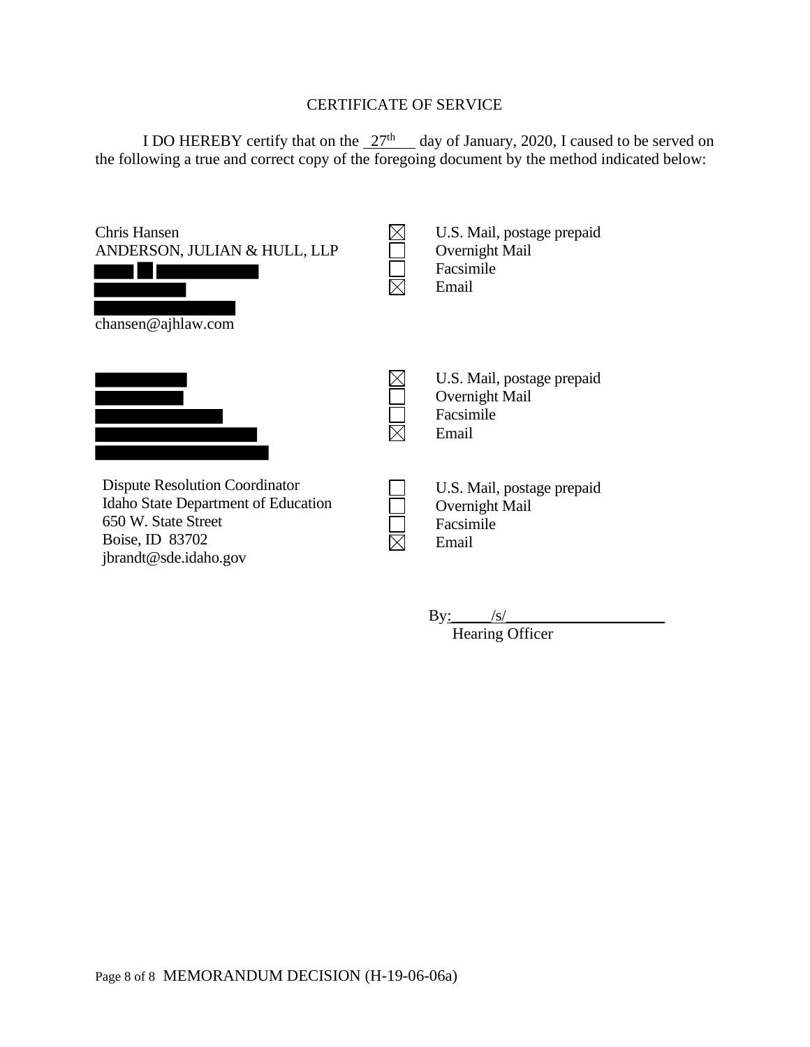## CERTIFICATE OF SERVICE

I DO HEREBY certify that on the 27th day of January, 2020, I caused to be served on the following a true and correct copy of the foregoing document by the method indicated below:

| | | |
|---|---|---|
| Chris Hansen<br>ANDERSON, JULIAN & HULL, LLP<br>█████ █ ████████████<br>███████████<br>█████████████████<br>chansen@ajhlaw.com | ☒<br>☐<br>☐<br>☒ | U.S. Mail, postage prepaid<br>Overnight Mail<br>Facsimile<br>Email |
| ███████████<br>██████████<br>███████████████<br>███████████████████<br>████████████████████ | ☒<br>☐<br>☐<br>☒ | U.S. Mail, postage prepaid<br>Overnight Mail<br>Facsimile<br>Email |
| Dispute Resolution Coordinator<br>Idaho State Department of Education<br>650 W. State Street<br>Boise, ID 83702<br>jbrandt@sde.idaho.gov | ☐<br>☐<br>☐<br>☒ | U.S. Mail, postage prepaid<br>Overnight Mail<br>Facsimile<br>Email |

By: /s/

Hearing Officer